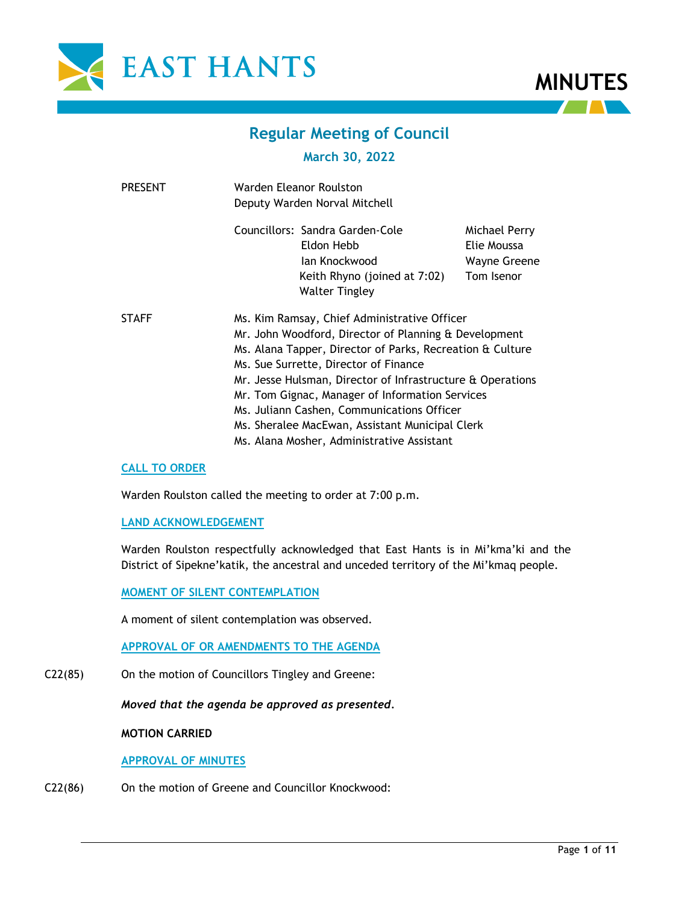EAST HANTS

# MINUTES

## Regular Meeting of Council

### March 30, 2022

PRESENT

Warden Eleanor Roulston
Deputy Warden Norval Mitchell

Councillors: Sandra Garden-Cole
Eldon Hebb
Ian Knockwood
Keith Rhyno (joined at 7:02)
Walter Tingley
Michael Perry
Elie Moussa
Wayne Greene
Tom Isenor

STAFF

Ms. Kim Ramsay, Chief Administrative Officer
Mr. John Woodford, Director of Planning & Development
Ms. Alana Tapper, Director of Parks, Recreation & Culture
Ms. Sue Surrette, Director of Finance
Mr. Jesse Hulsman, Director of Infrastructure & Operations
Mr. Tom Gignac, Manager of Information Services
Ms. Juliann Cashen, Communications Officer
Ms. Sheralee MacEwan, Assistant Municipal Clerk
Ms. Alana Mosher, Administrative Assistant

**CALL TO ORDER**

Warden Roulston called the meeting to order at 7:00 p.m.

**LAND ACKNOWLEDGEMENT**

Warden Roulston respectfully acknowledged that East Hants is in Mi'kma'ki and the District of Sipekne'katik, the ancestral and unceded territory of the Mi'kmaq people.

**MOMENT OF SILENT CONTEMPLATION**

A moment of silent contemplation was observed.

**APPROVAL OF OR AMENDMENTS TO THE AGENDA**

C22(85) On the motion of Councillors Tingley and Greene:

***Moved that the agenda be approved as presented.***

**MOTION CARRIED**

**APPROVAL OF MINUTES**

C22(86) On the motion of Greene and Councillor Knockwood: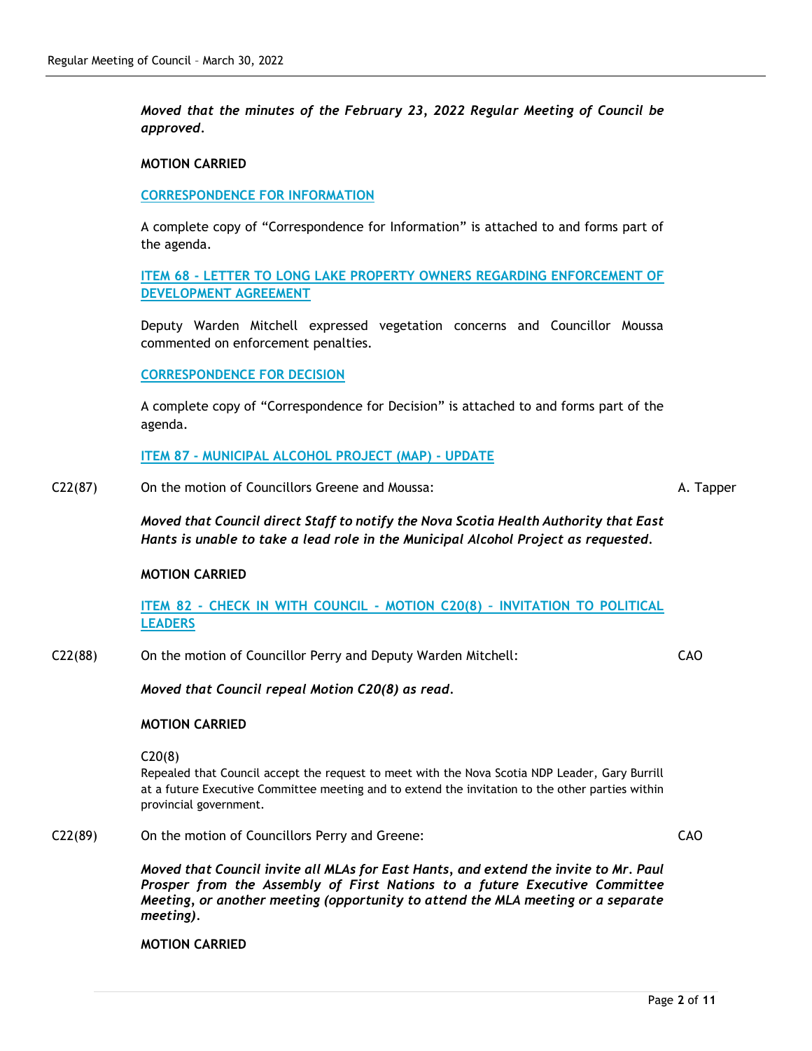*Moved that the minutes of the February 23, 2022 Regular Meeting of Council be approved.*

**MOTION CARRIED**

**CORRESPONDENCE FOR INFORMATION**

A complete copy of "Correspondence for Information" is attached to and forms part of the agenda.

**ITEM 68 - LETTER TO LONG LAKE PROPERTY OWNERS REGARDING ENFORCEMENT OF DEVELOPMENT AGREEMENT**

Deputy Warden Mitchell expressed vegetation concerns and Councillor Moussa commented on enforcement penalties.

**CORRESPONDENCE FOR DECISION**

A complete copy of "Correspondence for Decision" is attached to and forms part of the agenda.

**ITEM 87 - MUNICIPAL ALCOHOL PROJECT (MAP) - UPDATE**

C22(87) On the motion of Councillors Greene and Moussa: A. Tapper

***Moved that Council direct Staff to notify the Nova Scotia Health Authority that East Hants is unable to take a lead role in the Municipal Alcohol Project as requested.***

**MOTION CARRIED**

**ITEM 82 - CHECK IN WITH COUNCIL - MOTION C20(8) – INVITATION TO POLITICAL LEADERS**

C22(88) On the motion of Councillor Perry and Deputy Warden Mitchell: CAO

***Moved that Council repeal Motion C20(8) as read.***

**MOTION CARRIED**

C20(8)
Repealed that Council accept the request to meet with the Nova Scotia NDP Leader, Gary Burrill at a future Executive Committee meeting and to extend the invitation to the other parties within provincial government.

C22(89) On the motion of Councillors Perry and Greene: CAO

***Moved that Council invite all MLAs for East Hants, and extend the invite to Mr. Paul Prosper from the Assembly of First Nations to a future Executive Committee Meeting, or another meeting (opportunity to attend the MLA meeting or a separate meeting).***

**MOTION CARRIED**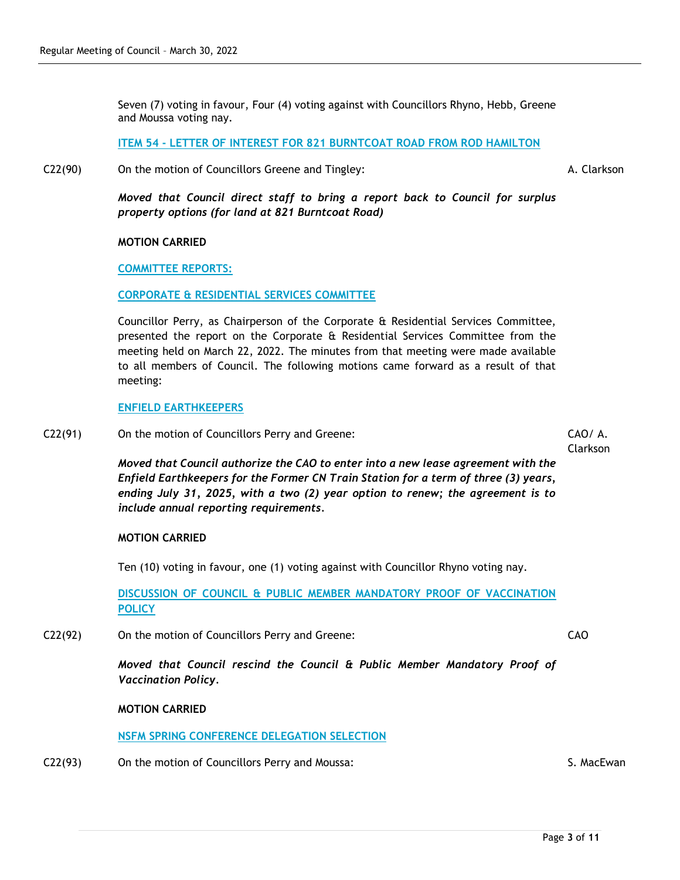Seven (7) voting in favour, Four (4) voting against with Councillors Rhyno, Hebb, Greene and Moussa voting nay.

**ITEM 54 - LETTER OF INTEREST FOR 821 BURNTCOAT ROAD FROM ROD HAMILTON**

C22(90) On the motion of Councillors Greene and Tingley: A. Clarkson

***Moved that Council direct staff to bring a report back to Council for surplus property options (for land at 821 Burntcoat Road)***

**MOTION CARRIED**

**COMMITTEE REPORTS:**

**CORPORATE & RESIDENTIAL SERVICES COMMITTEE**

Councillor Perry, as Chairperson of the Corporate & Residential Services Committee, presented the report on the Corporate & Residential Services Committee from the meeting held on March 22, 2022. The minutes from that meeting were made available to all members of Council. The following motions came forward as a result of that meeting:

**ENFIELD EARTHKEEPERS**

C22(91) On the motion of Councillors Perry and Greene: CAO/ A. Clarkson

***Moved that Council authorize the CAO to enter into a new lease agreement with the Enfield Earthkeepers for the Former CN Train Station for a term of three (3) years, ending July 31, 2025, with a two (2) year option to renew; the agreement is to include annual reporting requirements.***

**MOTION CARRIED**

Ten (10) voting in favour, one (1) voting against with Councillor Rhyno voting nay.

**DISCUSSION OF COUNCIL & PUBLIC MEMBER MANDATORY PROOF OF VACCINATION POLICY**

C22(92) On the motion of Councillors Perry and Greene: CAO

***Moved that Council rescind the Council & Public Member Mandatory Proof of Vaccination Policy.***

**MOTION CARRIED**

**NSFM SPRING CONFERENCE DELEGATION SELECTION**

C22(93) On the motion of Councillors Perry and Moussa: S. MacEwan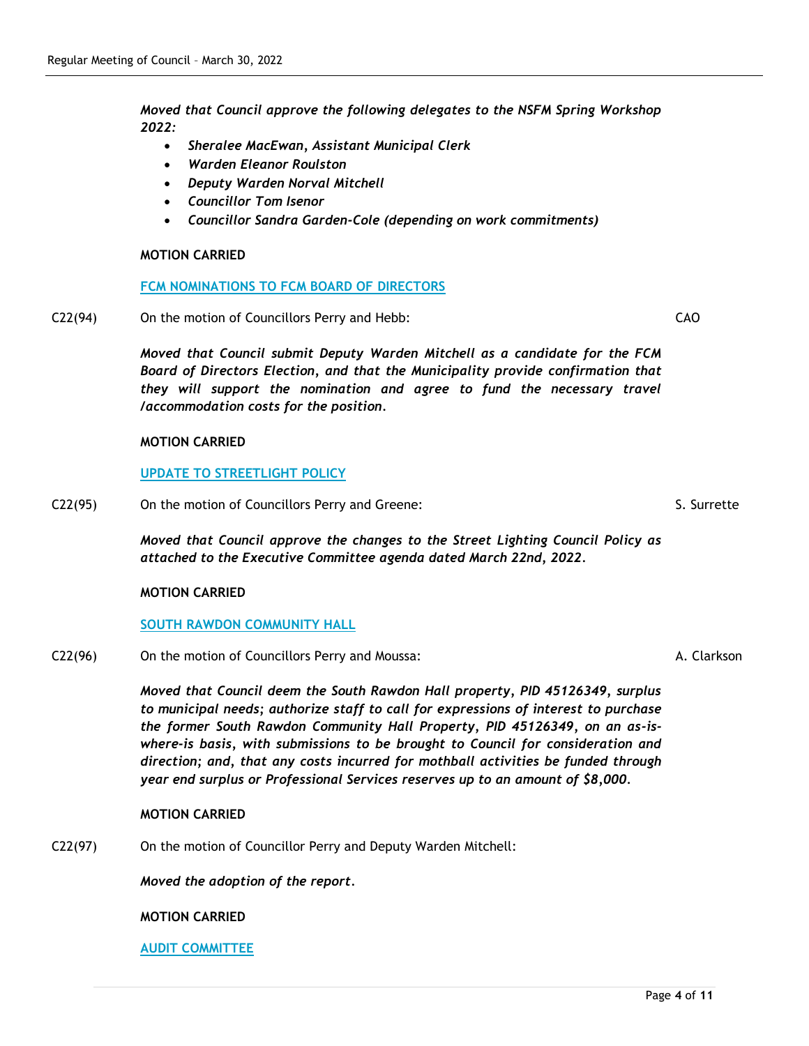*Moved that Council approve the following delegates to the NSFM Spring Workshop 2022:*

- *Sheralee MacEwan, Assistant Municipal Clerk*
- *Warden Eleanor Roulston*
- *Deputy Warden Norval Mitchell*
- *Councillor Tom Isenor*
- *Councillor Sandra Garden-Cole (depending on work commitments)*

**MOTION CARRIED**

**FCM NOMINATIONS TO FCM BOARD OF DIRECTORS**

C22(94) On the motion of Councillors Perry and Hebb: CAO

***Moved that Council submit Deputy Warden Mitchell as a candidate for the FCM Board of Directors Election, and that the Municipality provide confirmation that they will support the nomination and agree to fund the necessary travel /accommodation costs for the position.***

**MOTION CARRIED**

**UPDATE TO STREETLIGHT POLICY**

C22(95) On the motion of Councillors Perry and Greene: S. Surrette

***Moved that Council approve the changes to the Street Lighting Council Policy as attached to the Executive Committee agenda dated March 22nd, 2022.***

**MOTION CARRIED**

**SOUTH RAWDON COMMUNITY HALL**

C22(96) On the motion of Councillors Perry and Moussa: A. Clarkson

***Moved that Council deem the South Rawdon Hall property, PID 45126349, surplus to municipal needs; authorize staff to call for expressions of interest to purchase the former South Rawdon Community Hall Property, PID 45126349, on an as-is-where-is basis, with submissions to be brought to Council for consideration and direction; and, that any costs incurred for mothball activities be funded through year end surplus or Professional Services reserves up to an amount of $8,000.***

**MOTION CARRIED**

C22(97) On the motion of Councillor Perry and Deputy Warden Mitchell:

***Moved the adoption of the report.***

**MOTION CARRIED**

**AUDIT COMMITTEE**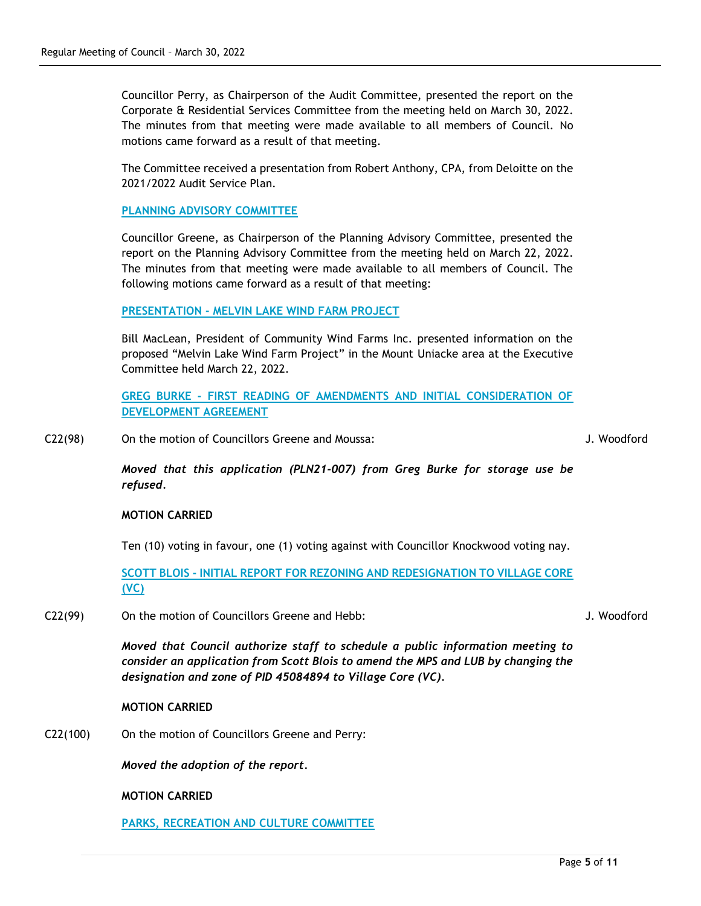Councillor Perry, as Chairperson of the Audit Committee, presented the report on the Corporate & Residential Services Committee from the meeting held on March 30, 2022. The minutes from that meeting were made available to all members of Council. No motions came forward as a result of that meeting.

The Committee received a presentation from Robert Anthony, CPA, from Deloitte on the 2021/2022 Audit Service Plan.

## PLANNING ADVISORY COMMITTEE

Councillor Greene, as Chairperson of the Planning Advisory Committee, presented the report on the Planning Advisory Committee from the meeting held on March 22, 2022. The minutes from that meeting were made available to all members of Council. The following motions came forward as a result of that meeting:

### PRESENTATION - MELVIN LAKE WIND FARM PROJECT

Bill MacLean, President of Community Wind Farms Inc. presented information on the proposed "Melvin Lake Wind Farm Project" in the Mount Uniacke area at the Executive Committee held March 22, 2022.

### GREG BURKE - FIRST READING OF AMENDMENTS AND INITIAL CONSIDERATION OF DEVELOPMENT AGREEMENT

C22(98) On the motion of Councillors Greene and Moussa: J. Woodford

***Moved that this application (PLN21-007) from Greg Burke for storage use be refused.***

**MOTION CARRIED**

Ten (10) voting in favour, one (1) voting against with Councillor Knockwood voting nay.

### SCOTT BLOIS - INITIAL REPORT FOR REZONING AND REDESIGNATION TO VILLAGE CORE (VC)

C22(99) On the motion of Councillors Greene and Hebb: J. Woodford

***Moved that Council authorize staff to schedule a public information meeting to consider an application from Scott Blois to amend the MPS and LUB by changing the designation and zone of PID 45084894 to Village Core (VC).***

**MOTION CARRIED**

C22(100) On the motion of Councillors Greene and Perry:

***Moved the adoption of the report.***

**MOTION CARRIED**

## PARKS, RECREATION AND CULTURE COMMITTEE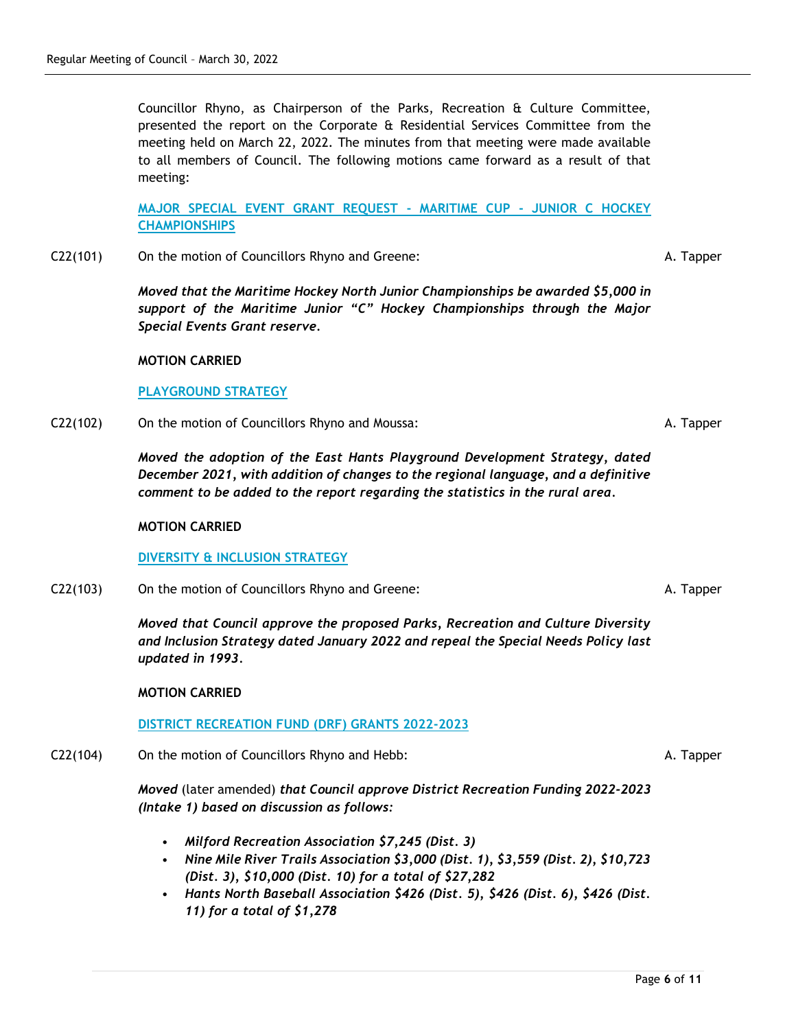Councillor Rhyno, as Chairperson of the Parks, Recreation & Culture Committee, presented the report on the Corporate & Residential Services Committee from the meeting held on March 22, 2022. The minutes from that meeting were made available to all members of Council. The following motions came forward as a result of that meeting:

**MAJOR SPECIAL EVENT GRANT REQUEST - MARITIME CUP - JUNIOR C HOCKEY CHAMPIONSHIPS**

C22(101) On the motion of Councillors Rhyno and Greene: A. Tapper

***Moved that the Maritime Hockey North Junior Championships be awarded $5,000 in support of the Maritime Junior "C" Hockey Championships through the Major Special Events Grant reserve.***

**MOTION CARRIED**

**PLAYGROUND STRATEGY**

C22(102) On the motion of Councillors Rhyno and Moussa: A. Tapper

***Moved the adoption of the East Hants Playground Development Strategy, dated December 2021, with addition of changes to the regional language, and a definitive comment to be added to the report regarding the statistics in the rural area.***

**MOTION CARRIED**

**DIVERSITY & INCLUSION STRATEGY**

C22(103) On the motion of Councillors Rhyno and Greene: A. Tapper

***Moved that Council approve the proposed Parks, Recreation and Culture Diversity and Inclusion Strategy dated January 2022 and repeal the Special Needs Policy last updated in 1993.***

**MOTION CARRIED**

**DISTRICT RECREATION FUND (DRF) GRANTS 2022-2023**

C22(104) On the motion of Councillors Rhyno and Hebb: A. Tapper

***Moved*** (later amended) ***that Council approve District Recreation Funding 2022-2023 (Intake 1) based on discussion as follows:***

- ***Milford Recreation Association $7,245 (Dist. 3)***
- ***Nine Mile River Trails Association $3,000 (Dist. 1), $3,559 (Dist. 2), $10,723 (Dist. 3), $10,000 (Dist. 10) for a total of $27,282***
- ***Hants North Baseball Association $426 (Dist. 5), $426 (Dist. 6), $426 (Dist. 11) for a total of $1,278***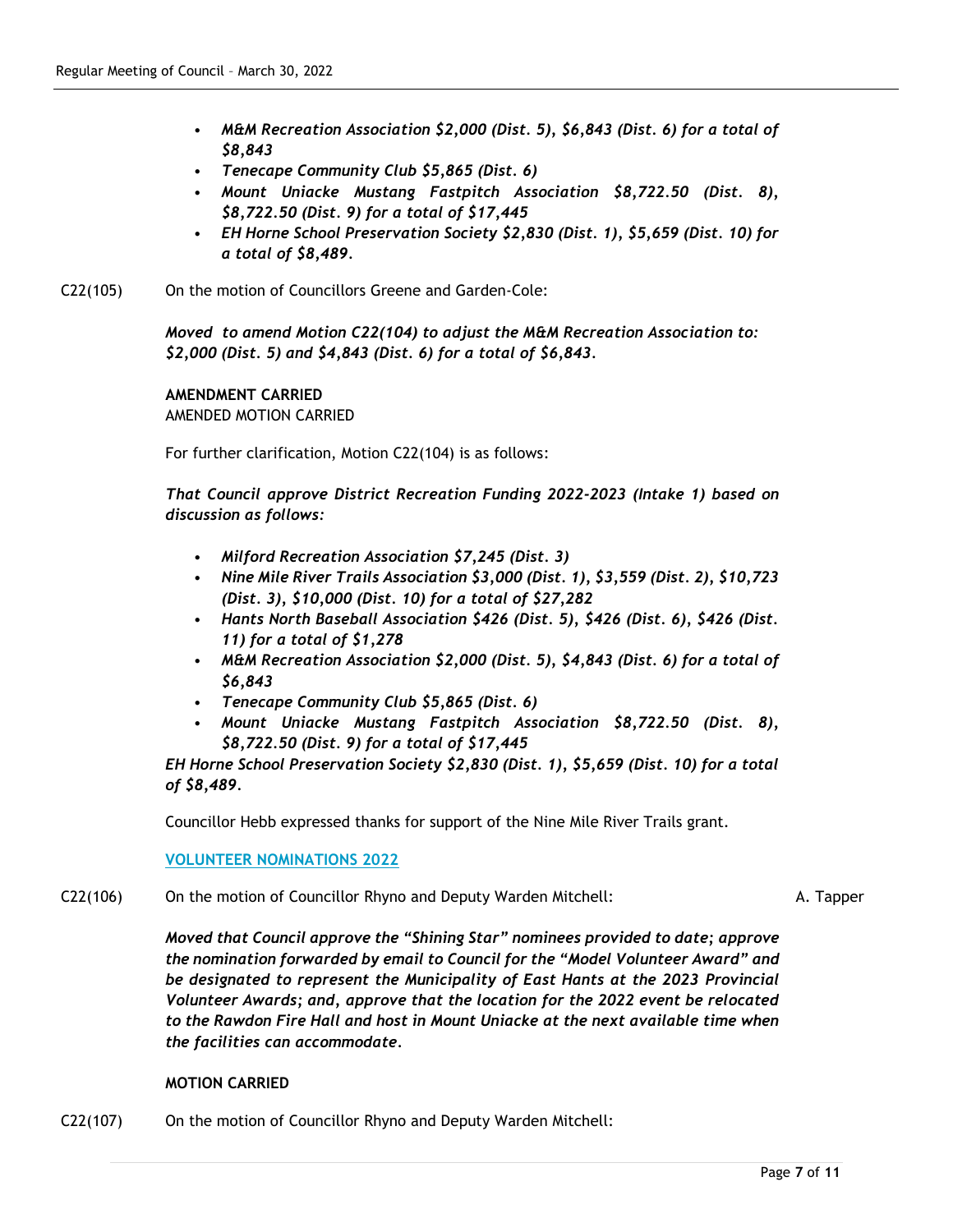- ***M&M Recreation Association $2,000 (Dist. 5), $6,843 (Dist. 6) for a total of $8,843***
- ***Tenecape Community Club $5,865 (Dist. 6)***
- ***Mount Uniacke Mustang Fastpitch Association $8,722.50 (Dist. 8), $8,722.50 (Dist. 9) for a total of $17,445***
- ***EH Horne School Preservation Society $2,830 (Dist. 1), $5,659 (Dist. 10) for a total of $8,489.***

C22(105) On the motion of Councillors Greene and Garden-Cole:

***Moved to amend Motion C22(104) to adjust the M&M Recreation Association to: $2,000 (Dist. 5) and $4,843 (Dist. 6) for a total of $6,843.***

**AMENDMENT CARRIED**
AMENDED MOTION CARRIED

For further clarification, Motion C22(104) is as follows:

***That Council approve District Recreation Funding 2022-2023 (Intake 1) based on discussion as follows:***

- ***Milford Recreation Association $7,245 (Dist. 3)***
- ***Nine Mile River Trails Association $3,000 (Dist. 1), $3,559 (Dist. 2), $10,723 (Dist. 3), $10,000 (Dist. 10) for a total of $27,282***
- ***Hants North Baseball Association $426 (Dist. 5), $426 (Dist. 6), $426 (Dist. 11) for a total of $1,278***
- ***M&M Recreation Association $2,000 (Dist. 5), $4,843 (Dist. 6) for a total of $6,843***
- ***Tenecape Community Club $5,865 (Dist. 6)***
- ***Mount Uniacke Mustang Fastpitch Association $8,722.50 (Dist. 8), $8,722.50 (Dist. 9) for a total of $17,445***

***EH Horne School Preservation Society $2,830 (Dist. 1), $5,659 (Dist. 10) for a total of $8,489.***

Councillor Hebb expressed thanks for support of the Nine Mile River Trails grant.

**VOLUNTEER NOMINATIONS 2022**

C22(106) On the motion of Councillor Rhyno and Deputy Warden Mitchell: A. Tapper

***Moved that Council approve the "Shining Star" nominees provided to date; approve the nomination forwarded by email to Council for the "Model Volunteer Award" and be designated to represent the Municipality of East Hants at the 2023 Provincial Volunteer Awards; and, approve that the location for the 2022 event be relocated to the Rawdon Fire Hall and host in Mount Uniacke at the next available time when the facilities can accommodate.***

**MOTION CARRIED**

C22(107) On the motion of Councillor Rhyno and Deputy Warden Mitchell: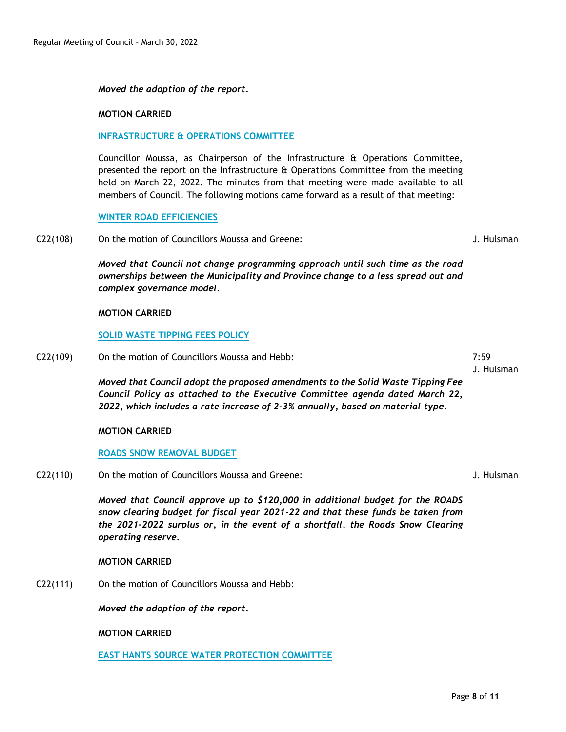*Moved the adoption of the report.*

**MOTION CARRIED**

**INFRASTRUCTURE & OPERATIONS COMMITTEE**

Councillor Moussa, as Chairperson of the Infrastructure & Operations Committee, presented the report on the Infrastructure & Operations Committee from the meeting held on March 22, 2022. The minutes from that meeting were made available to all members of Council. The following motions came forward as a result of that meeting:

**WINTER ROAD EFFICIENCIES**

C22(108) On the motion of Councillors Moussa and Greene: J. Hulsman

***Moved that Council not change programming approach until such time as the road ownerships between the Municipality and Province change to a less spread out and complex governance model.***

**MOTION CARRIED**

**SOLID WASTE TIPPING FEES POLICY**

C22(109) On the motion of Councillors Moussa and Hebb: 7:59 J. Hulsman

***Moved that Council adopt the proposed amendments to the Solid Waste Tipping Fee Council Policy as attached to the Executive Committee agenda dated March 22, 2022, which includes a rate increase of 2-3% annually, based on material type.***

**MOTION CARRIED**

**ROADS SNOW REMOVAL BUDGET**

C22(110) On the motion of Councillors Moussa and Greene: J. Hulsman

***Moved that Council approve up to $120,000 in additional budget for the ROADS snow clearing budget for fiscal year 2021-22 and that these funds be taken from the 2021-2022 surplus or, in the event of a shortfall, the Roads Snow Clearing operating reserve.***

**MOTION CARRIED**

C22(111) On the motion of Councillors Moussa and Hebb:

*Moved the adoption of the report.*

**MOTION CARRIED**

**EAST HANTS SOURCE WATER PROTECTION COMMITTEE**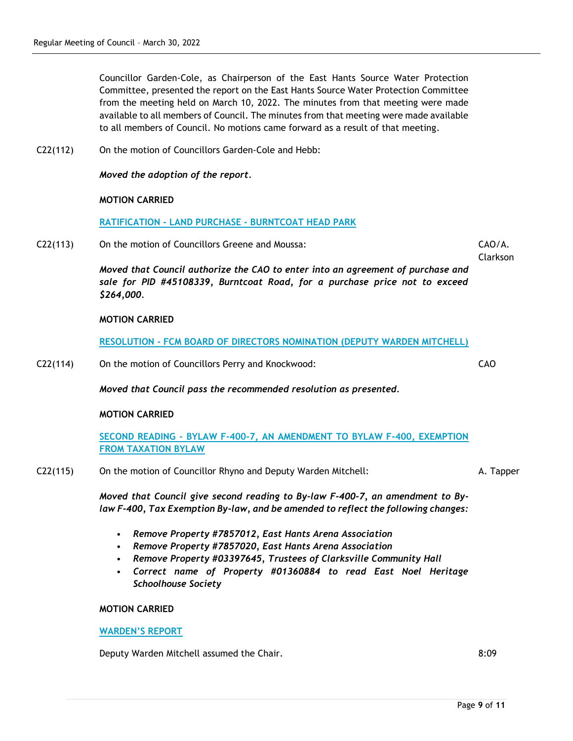Councillor Garden-Cole, as Chairperson of the East Hants Source Water Protection Committee, presented the report on the East Hants Source Water Protection Committee from the meeting held on March 10, 2022. The minutes from that meeting were made available to all members of Council. The minutes from that meeting were made available to all members of Council. No motions came forward as a result of that meeting.

C22(112) On the motion of Councillors Garden-Cole and Hebb:

***Moved the adoption of the report.***

**MOTION CARRIED**

**RATIFICATION - LAND PURCHASE - BURNTCOAT HEAD PARK**

C22(113) On the motion of Councillors Greene and Moussa: CAO/A. Clarkson

***Moved that Council authorize the CAO to enter into an agreement of purchase and sale for PID #45108339, Burntcoat Road, for a purchase price not to exceed $264,000.***

**MOTION CARRIED**

**RESOLUTION - FCM BOARD OF DIRECTORS NOMINATION (DEPUTY WARDEN MITCHELL)**

C22(114) On the motion of Councillors Perry and Knockwood: CAO

***Moved that Council pass the recommended resolution as presented.***

**MOTION CARRIED**

**SECOND READING - BYLAW F-400-7, AN AMENDMENT TO BYLAW F-400, EXEMPTION FROM TAXATION BYLAW**

C22(115) On the motion of Councillor Rhyno and Deputy Warden Mitchell: A. Tapper

***Moved that Council give second reading to By-law F-400-7, an amendment to By-law F-400, Tax Exemption By-law, and be amended to reflect the following changes:***

- ***Remove Property #7857012, East Hants Arena Association***
- ***Remove Property #7857020, East Hants Arena Association***
- ***Remove Property #03397645, Trustees of Clarksville Community Hall***
- ***Correct name of Property #01360884 to read East Noel Heritage Schoolhouse Society***

**MOTION CARRIED**

**WARDEN'S REPORT**

Deputy Warden Mitchell assumed the Chair. 8:09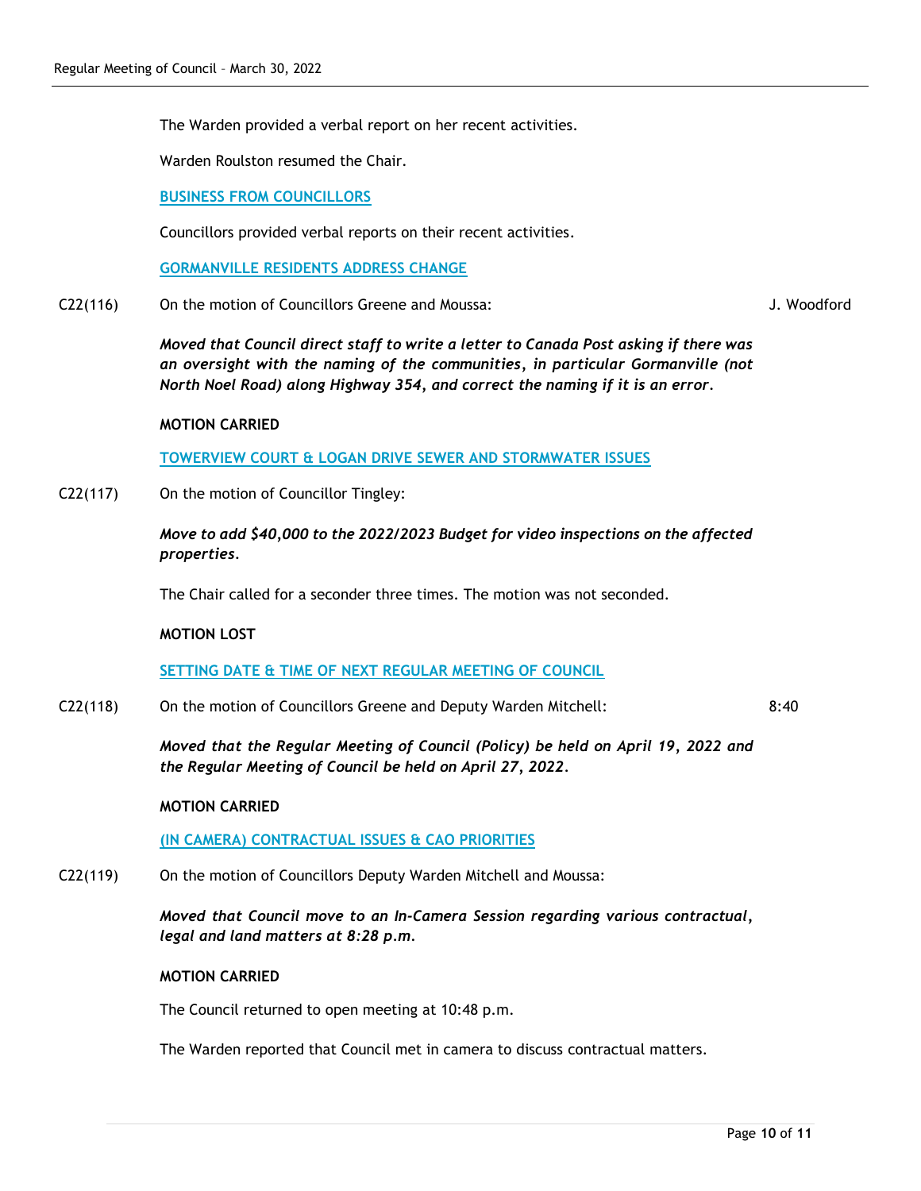The Warden provided a verbal report on her recent activities.

Warden Roulston resumed the Chair.

**BUSINESS FROM COUNCILLORS**

Councillors provided verbal reports on their recent activities.

**GORMANVILLE RESIDENTS ADDRESS CHANGE**

C22(116) On the motion of Councillors Greene and Moussa: J. Woodford

***Moved that Council direct staff to write a letter to Canada Post asking if there was an oversight with the naming of the communities, in particular Gormanville (not North Noel Road) along Highway 354, and correct the naming if it is an error.***

**MOTION CARRIED**

**TOWERVIEW COURT & LOGAN DRIVE SEWER AND STORMWATER ISSUES**

C22(117) On the motion of Councillor Tingley:

***Move to add $40,000 to the 2022/2023 Budget for video inspections on the affected properties.***

The Chair called for a seconder three times. The motion was not seconded.

**MOTION LOST**

**SETTING DATE & TIME OF NEXT REGULAR MEETING OF COUNCIL**

C22(118) On the motion of Councillors Greene and Deputy Warden Mitchell: 8:40

***Moved that the Regular Meeting of Council (Policy) be held on April 19, 2022 and the Regular Meeting of Council be held on April 27, 2022.***

**MOTION CARRIED**

**(IN CAMERA) CONTRACTUAL ISSUES & CAO PRIORITIES**

C22(119) On the motion of Councillors Deputy Warden Mitchell and Moussa:

***Moved that Council move to an In-Camera Session regarding various contractual, legal and land matters at 8:28 p.m.***

**MOTION CARRIED**

The Council returned to open meeting at 10:48 p.m.

The Warden reported that Council met in camera to discuss contractual matters.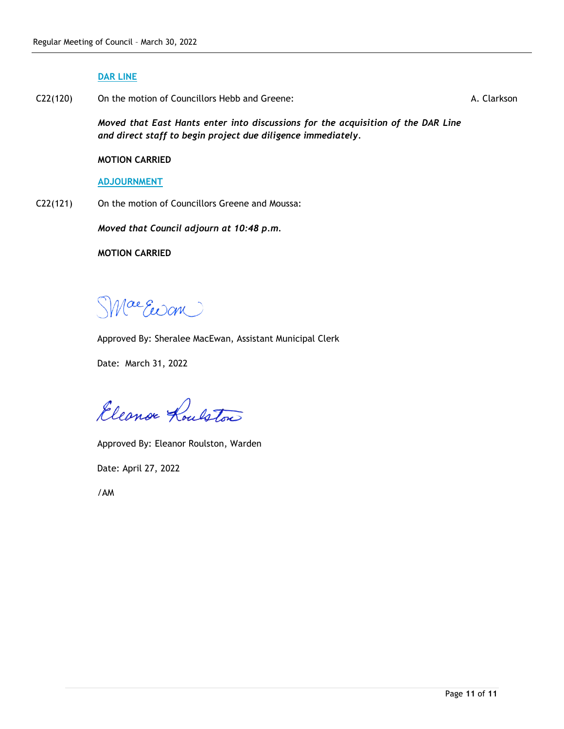## DAR LINE

C22(120) On the motion of Councillors Hebb and Greene: A. Clarkson

***Moved that East Hants enter into discussions for the acquisition of the DAR Line and direct staff to begin project due diligence immediately.***

**MOTION CARRIED**

## ADJOURNMENT

C22(121) On the motion of Councillors Greene and Moussa:

***Moved that Council adjourn at 10:48 p.m.***

**MOTION CARRIED**

SMacEwan

Approved By: Sheralee MacEwan, Assistant Municipal Clerk

Date: March 31, 2022

Eleanor Roulston

Approved By: Eleanor Roulston, Warden

Date: April 27, 2022

/AM